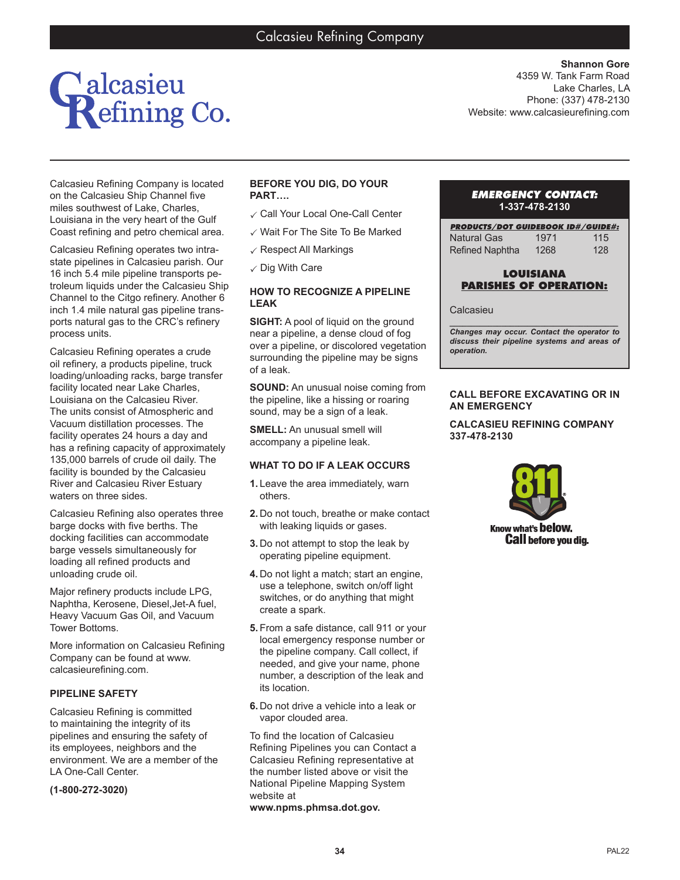# Calcasieu Refining Company

Calcasieu Refining Co.

**Shannon Gore**
4359 W. Tank Farm Road
Lake Charles, LA
Phone: (337) 478-2130
Website: www.calcasieurefining.com

Calcasieu Refining Company is located on the Calcasieu Ship Channel five miles southwest of Lake, Charles, Louisiana in the very heart of the Gulf Coast refining and petro chemical area.

Calcasieu Refining operates two intra-state pipelines in Calcasieu parish. Our 16 inch 5.4 mile pipeline transports petroleum liquids under the Calcasieu Ship Channel to the Citgo refinery. Another 6 inch 1.4 mile natural gas pipeline transports natural gas to the CRC's refinery process units.

Calcasieu Refining operates a crude oil refinery, a products pipeline, truck loading/unloading racks, barge transfer facility located near Lake Charles, Louisiana on the Calcasieu River. The units consist of Atmospheric and Vacuum distillation processes. The facility operates 24 hours a day and has a refining capacity of approximately 135,000 barrels of crude oil daily. The facility is bounded by the Calcasieu River and Calcasieu River Estuary waters on three sides.

Calcasieu Refining also operates three barge docks with five berths. The docking facilities can accommodate barge vessels simultaneously for loading all refined products and unloading crude oil.

Major refinery products include LPG, Naphtha, Kerosene, Diesel,Jet-A fuel, Heavy Vacuum Gas Oil, and Vacuum Tower Bottoms.

More information on Calcasieu Refining Company can be found at www.calcasieurefining.com.

### PIPELINE SAFETY

Calcasieu Refining is committed to maintaining the integrity of its pipelines and ensuring the safety of its employees, neighbors and the environment. We are a member of the LA One-Call Center.

**(1-800-272-3020)**

### BEFORE YOU DIG, DO YOUR PART….

- ✓ Call Your Local One-Call Center
- ✓ Wait For The Site To Be Marked
- ✓ Respect All Markings
- ✓ Dig With Care

### HOW TO RECOGNIZE A PIPELINE LEAK

**SIGHT:** A pool of liquid on the ground near a pipeline, a dense cloud of fog over a pipeline, or discolored vegetation surrounding the pipeline may be signs of a leak.

**SOUND:** An unusual noise coming from the pipeline, like a hissing or roaring sound, may be a sign of a leak.

**SMELL:** An unusual smell will accompany a pipeline leak.

### WHAT TO DO IF A LEAK OCCURS

1. Leave the area immediately, warn others.
2. Do not touch, breathe or make contact with leaking liquids or gases.
3. Do not attempt to stop the leak by operating pipeline equipment.
4. Do not light a match; start an engine, use a telephone, switch on/off light switches, or do anything that might create a spark.
5. From a safe distance, call 911 or your local emergency response number or the pipeline company. Call collect, if needed, and give your name, phone number, a description of the leak and its location.
6. Do not drive a vehicle into a leak or vapor clouded area.

To find the location of Calcasieu Refining Pipelines you can Contact a Calcasieu Refining representative at the number listed above or visit the National Pipeline Mapping System website at **www.npms.phmsa.dot.gov.**

**EMERGENCY CONTACT:**
**1-337-478-2130**

| PRODUCTS/DOT GUIDEBOOK ID#/GUIDE#: | | |
|---|---|---|
| Natural Gas | 1971 | 115 |
| Refined Naphtha | 1268 | 128 |

**LOUISIANA PARISHES OF OPERATION:**

Calcasieu

*Changes may occur. Contact the operator to discuss their pipeline systems and areas of operation.*

**CALL BEFORE EXCAVATING OR IN AN EMERGENCY**

**CALCASIEU REFINING COMPANY 337-478-2130**

811 Know what's **below.** **Call** before you dig.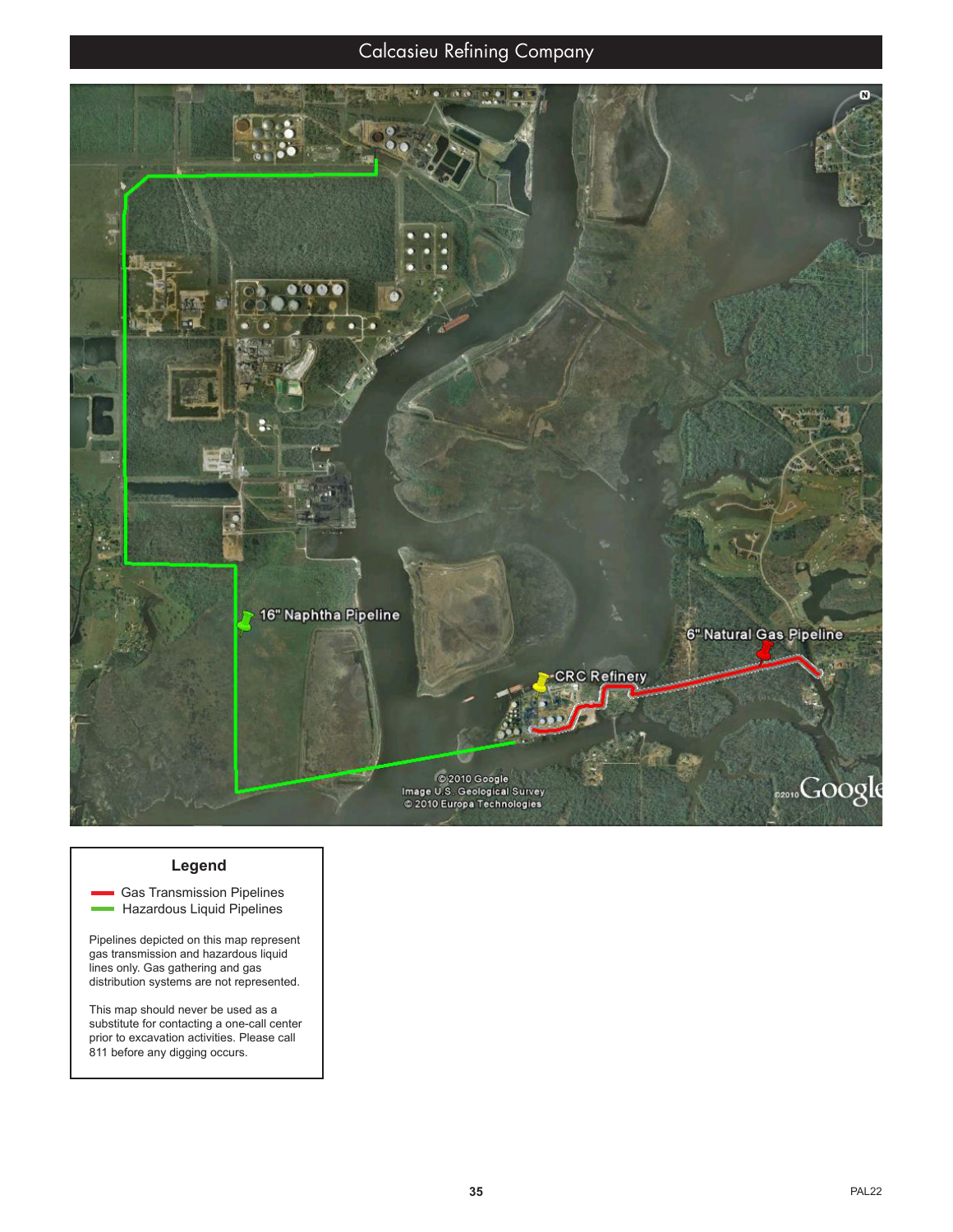# Calcasieu Refining Company

16" Naphtha Pipeline

6" Natural Gas Pipeline

CRC Refinery

©2010 Google
Image U.S. Geological Survey
© 2010 Europa Technologies

©2010 Google

**Legend**

Gas Transmission Pipelines
Hazardous Liquid Pipelines

Pipelines depicted on this map represent gas transmission and hazardous liquid lines only. Gas gathering and gas distribution systems are not represented.

This map should never be used as a substitute for contacting a one-call center prior to excavation activities. Please call 811 before any digging occurs.